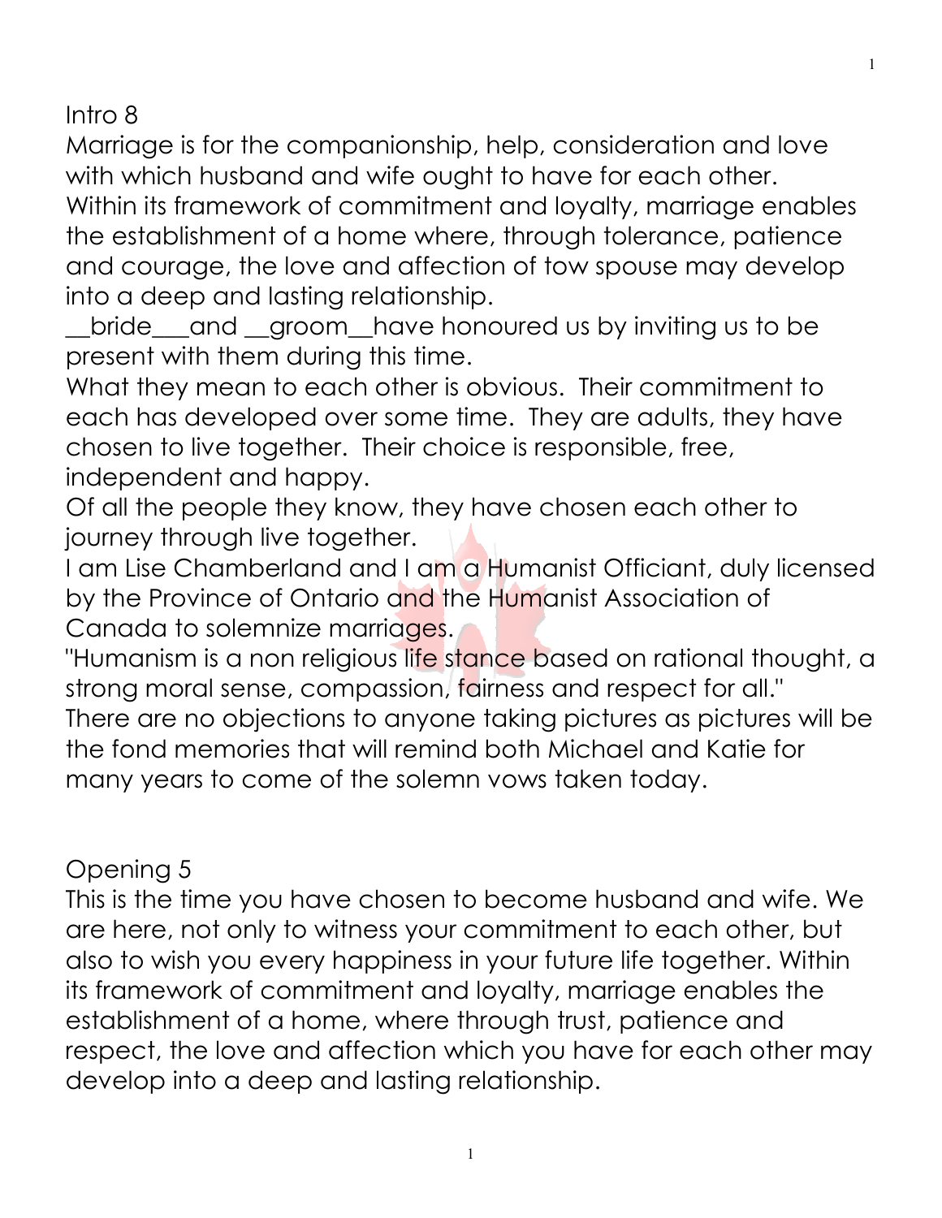Intro 8

Marriage is for the companionship, help, consideration and love with which husband and wife ought to have for each other. Within its framework of commitment and loyalty, marriage enables the establishment of a home where, through tolerance, patience and courage, the love and affection of tow spouse may develop into a deep and lasting relationship.

__bride___and __groom__have honoured us by inviting us to be present with them during this time.

What they mean to each other is obvious. Their commitment to each has developed over some time. They are adults, they have chosen to live together. Their choice is responsible, free, independent and happy.

Of all the people they know, they have chosen each other to journey through live together.

I am Lise Chamberland and I am a Humanist Officiant, duly licensed by the Province of Ontario and the Humanist Association of Canada to solemnize marriages.

"Humanism is a non religious life stance based on rational thought, a strong moral sense, compassion, fairness and respect for all."

There are no objections to anyone taking pictures as pictures will be the fond memories that will remind both Michael and Katie for many years to come of the solemn vows taken today.

Opening 5

This is the time you have chosen to become husband and wife. We are here, not only to witness your commitment to each other, but also to wish you every happiness in your future life together. Within its framework of commitment and loyalty, marriage enables the establishment of a home, where through trust, patience and respect, the love and affection which you have for each other may develop into a deep and lasting relationship.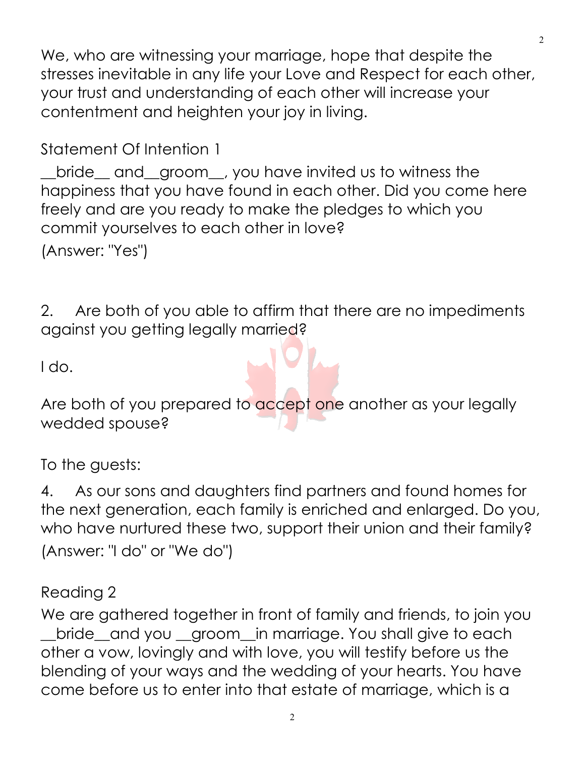We, who are witnessing your marriage, hope that despite the stresses inevitable in any life your Love and Respect for each other, your trust and understanding of each other will increase your contentment and heighten your joy in living.

Statement Of Intention 1

__bride__ and__groom__, you have invited us to witness the happiness that you have found in each other. Did you come here freely and are you ready to make the pledges to which you commit yourselves to each other in love?

(Answer: "Yes")

2. Are both of you able to affirm that there are no impediments against you getting legally married?

I do.

Are both of you prepared to accept one another as your legally wedded spouse?

To the guests:

4. As our sons and daughters find partners and found homes for the next generation, each family is enriched and enlarged. Do you, who have nurtured these two, support their union and their family?

(Answer: "I do" or "We do")

Reading 2

We are gathered together in front of family and friends, to join you __bride__and you __groom__in marriage. You shall give to each other a vow, lovingly and with love, you will testify before us the blending of your ways and the wedding of your hearts. You have come before us to enter into that estate of marriage, which is a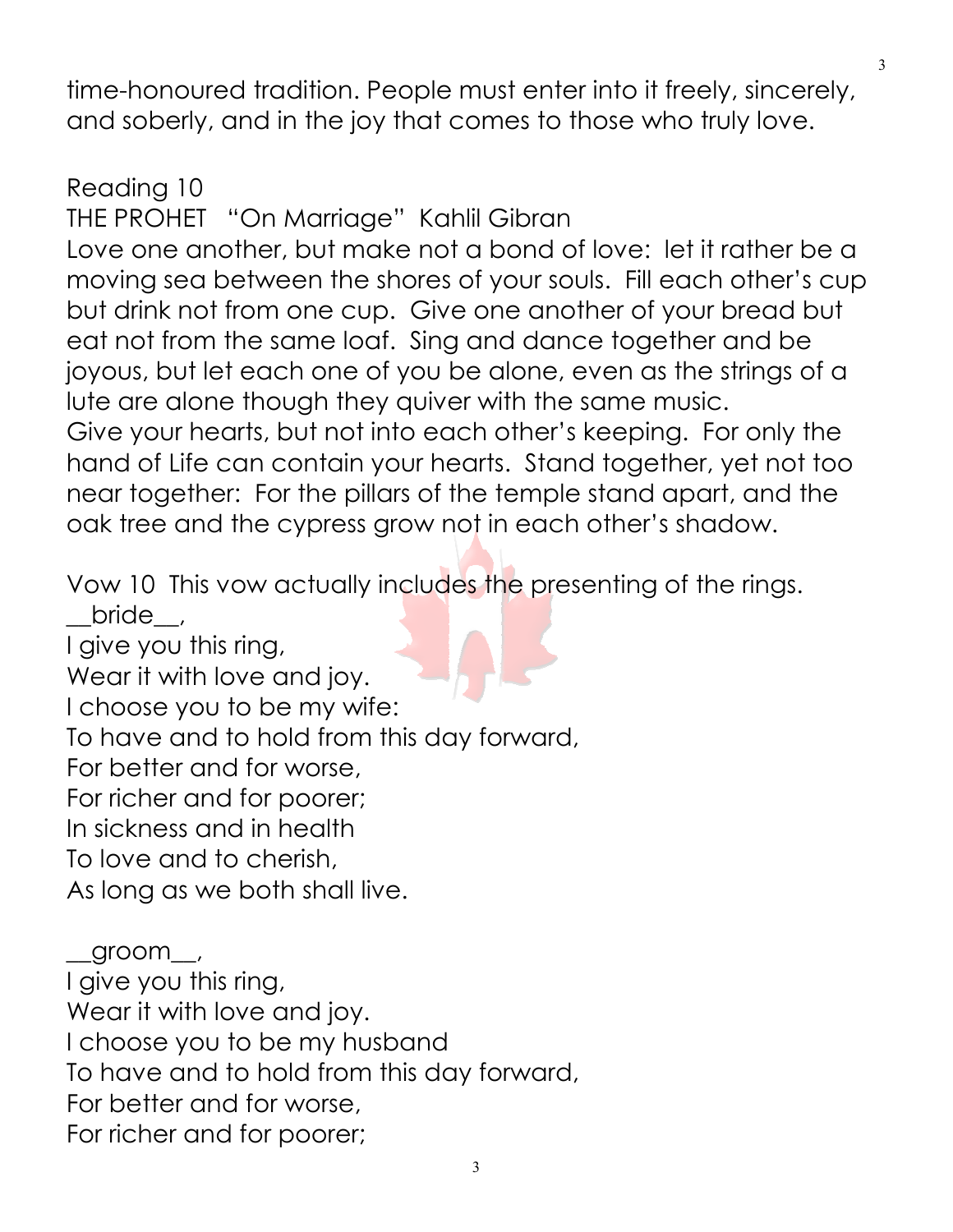time-honoured tradition. People must enter into it freely, sincerely, and soberly, and in the joy that comes to those who truly love.

Reading 10

THE PROHET "On Marriage" Kahlil Gibran

Love one another, but make not a bond of love: let it rather be a moving sea between the shores of your souls. Fill each other's cup but drink not from one cup. Give one another of your bread but eat not from the same loaf. Sing and dance together and be joyous, but let each one of you be alone, even as the strings of a lute are alone though they quiver with the same music.
Give your hearts, but not into each other's keeping. For only the hand of Life can contain your hearts. Stand together, yet not too near together: For the pillars of the temple stand apart, and the oak tree and the cypress grow not in each other's shadow.

Vow 10 This vow actually includes the presenting of the rings.

__bride__,
I give you this ring,
Wear it with love and joy.
I choose you to be my wife:
To have and to hold from this day forward,
For better and for worse,
For richer and for poorer;
In sickness and in health
To love and to cherish,
As long as we both shall live.

__groom__,
I give you this ring,
Wear it with love and joy.
I choose you to be my husband
To have and to hold from this day forward,
For better and for worse,
For richer and for poorer;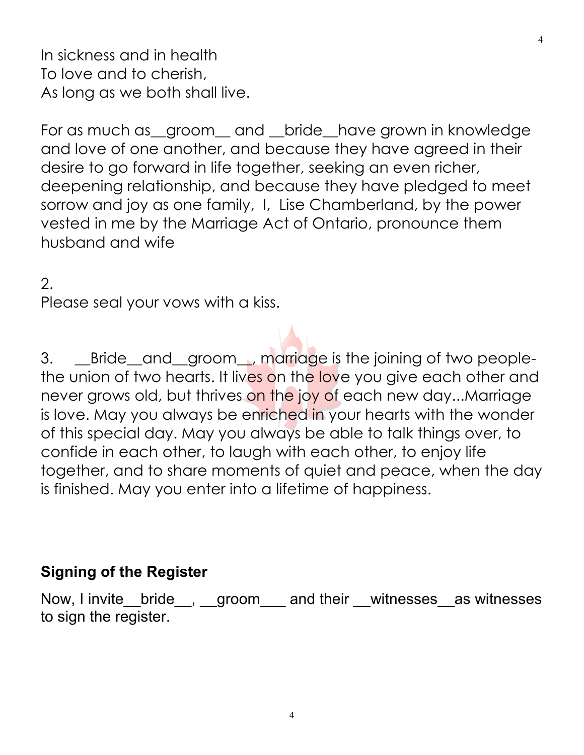In sickness and in health
To love and to cherish,
As long as we both shall live.

For as much as__groom__ and __bride__have grown in knowledge and love of one another, and because they have agreed in their desire to go forward in life together, seeking an even richer, deepening relationship, and because they have pledged to meet sorrow and joy as one family, I, Lise Chamberland, by the power vested in me by the Marriage Act of Ontario, pronounce them husband and wife

2.
Please seal your vows with a kiss.

3. __Bride__and__groom__, marriage is the joining of two people- the union of two hearts. It lives on the love you give each other and never grows old, but thrives on the joy of each new day...Marriage is love. May you always be enriched in your hearts with the wonder of this special day. May you always be able to talk things over, to confide in each other, to laugh with each other, to enjoy life together, and to share moments of quiet and peace, when the day is finished. May you enter into a lifetime of happiness.

## Signing of the Register

Now, I invite__bride__, __groom___ and their __witnesses__as witnesses to sign the register.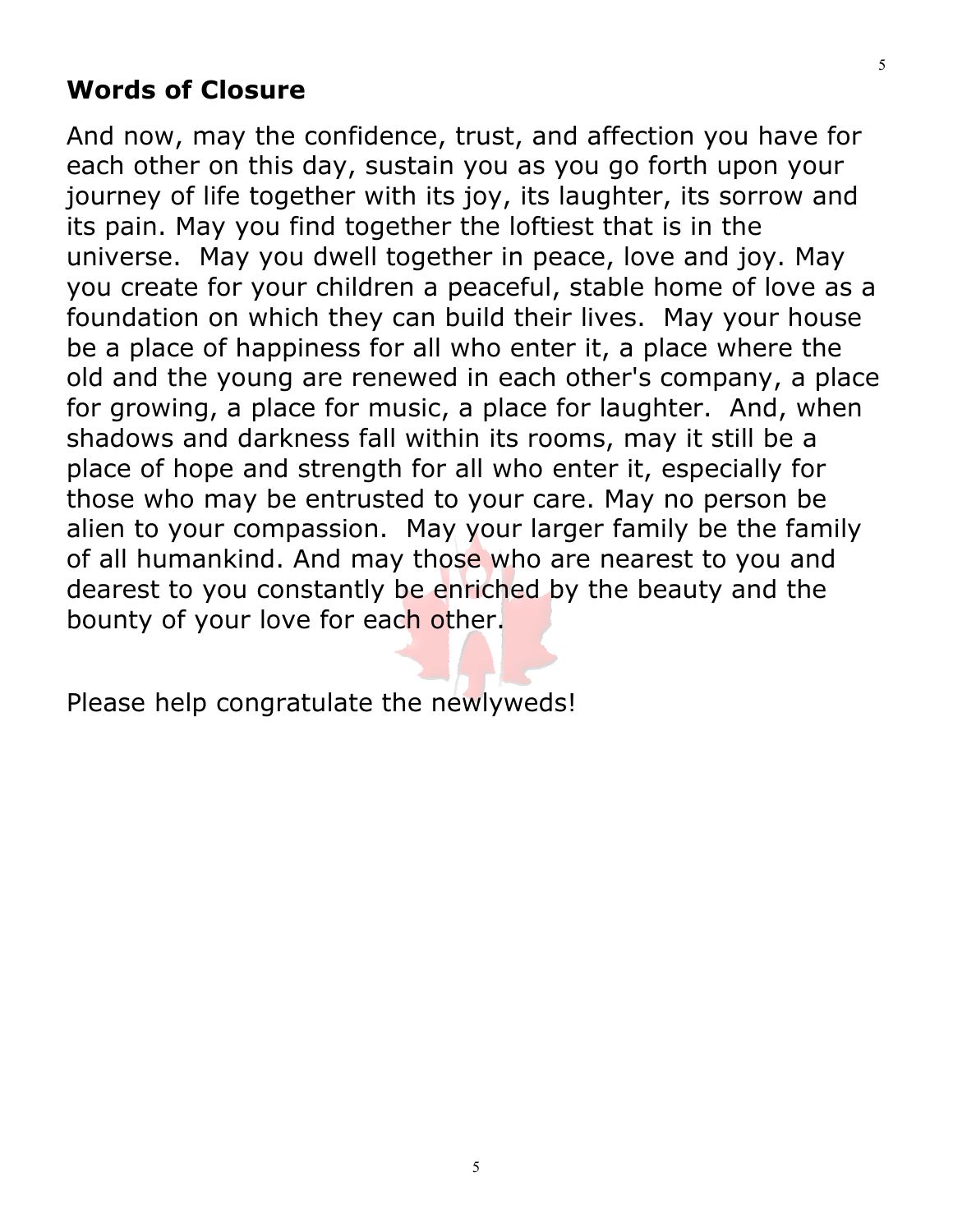## Words of Closure

And now, may the confidence, trust, and affection you have for each other on this day, sustain you as you go forth upon your journey of life together with its joy, its laughter, its sorrow and its pain. May you find together the loftiest that is in the universe. May you dwell together in peace, love and joy. May you create for your children a peaceful, stable home of love as a foundation on which they can build their lives. May your house be a place of happiness for all who enter it, a place where the old and the young are renewed in each other's company, a place for growing, a place for music, a place for laughter. And, when shadows and darkness fall within its rooms, may it still be a place of hope and strength for all who enter it, especially for those who may be entrusted to your care. May no person be alien to your compassion. May your larger family be the family of all humankind. And may those who are nearest to you and dearest to you constantly be enriched by the beauty and the bounty of your love for each other.

Please help congratulate the newlyweds!